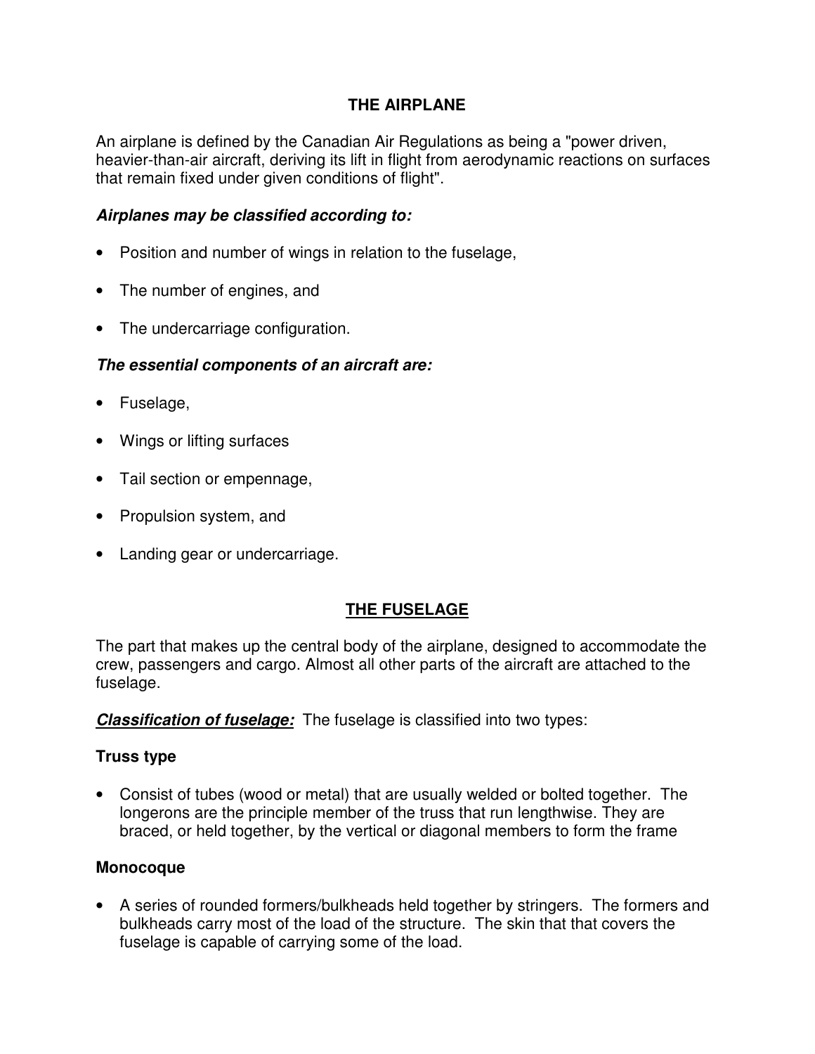# THE AIRPLANE

An airplane is defined by the Canadian Air Regulations as being a "power driven, heavier-than-air aircraft, deriving its lift in flight from aerodynamic reactions on surfaces that remain fixed under given conditions of flight".

***Airplanes may be classified according to:***

- Position and number of wings in relation to the fuselage,
- The number of engines, and
- The undercarriage configuration.

***The essential components of an aircraft are:***

- Fuselage,
- Wings or lifting surfaces
- Tail section or empennage,
- Propulsion system, and
- Landing gear or undercarriage.

## THE FUSELAGE

The part that makes up the central body of the airplane, designed to accommodate the crew, passengers and cargo. Almost all other parts of the aircraft are attached to the fuselage.

***Classification of fuselage:*** The fuselage is classified into two types:

### Truss type

- Consist of tubes (wood or metal) that are usually welded or bolted together. The longerons are the principle member of the truss that run lengthwise. They are braced, or held together, by the vertical or diagonal members to form the frame

### Monocoque

- A series of rounded formers/bulkheads held together by stringers. The formers and bulkheads carry most of the load of the structure. The skin that that covers the fuselage is capable of carrying some of the load.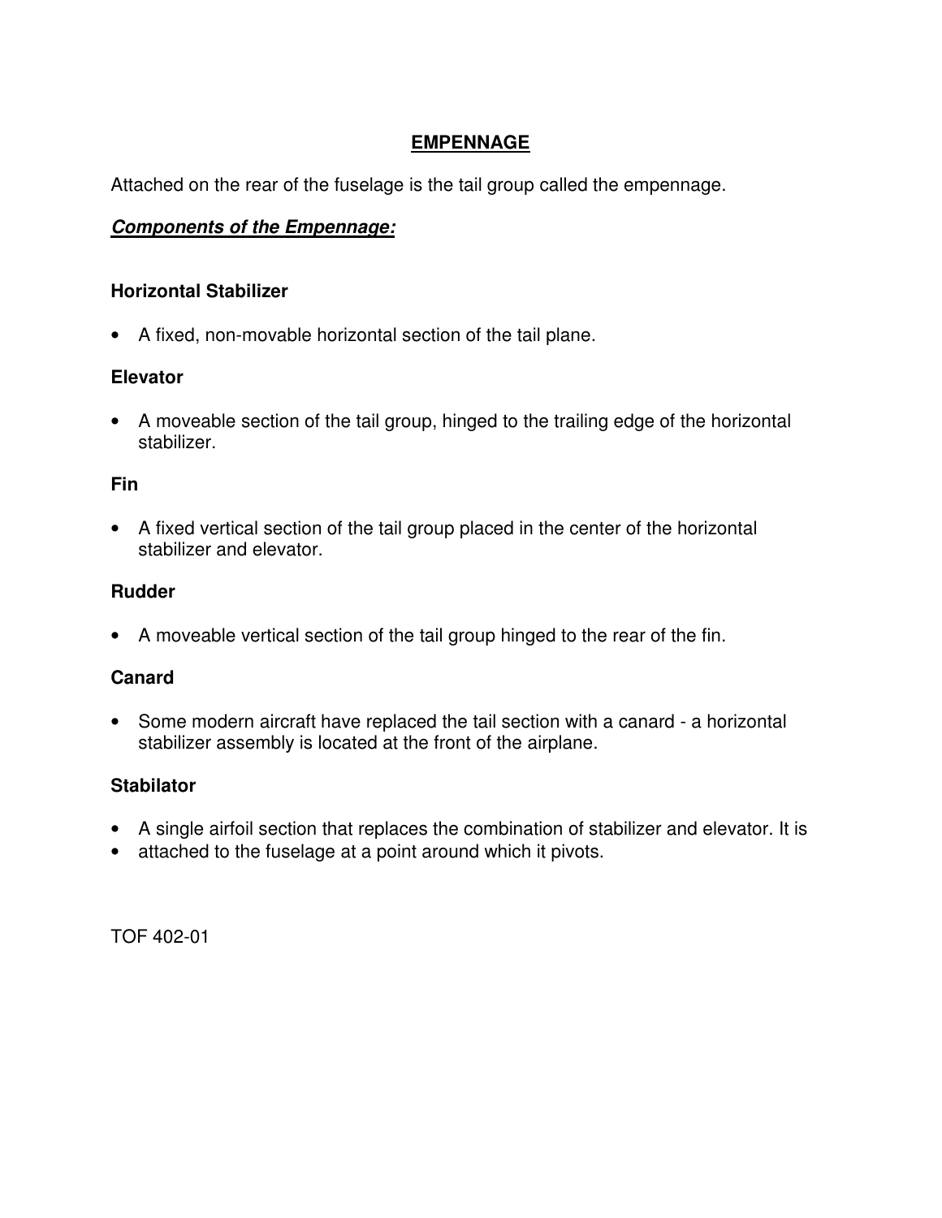# EMPENNAGE

Attached on the rear of the fuselage is the tail group called the empennage.

## ***Components of the Empennage:***

### Horizontal Stabilizer

- A fixed, non-movable horizontal section of the tail plane.

### Elevator

- A moveable section of the tail group, hinged to the trailing edge of the horizontal stabilizer.

### Fin

- A fixed vertical section of the tail group placed in the center of the horizontal stabilizer and elevator.

### Rudder

- A moveable vertical section of the tail group hinged to the rear of the fin.

### Canard

- Some modern aircraft have replaced the tail section with a canard - a horizontal stabilizer assembly is located at the front of the airplane.

### Stabilator

- A single airfoil section that replaces the combination of stabilizer and elevator. It is
- attached to the fuselage at a point around which it pivots.

TOF 402-01